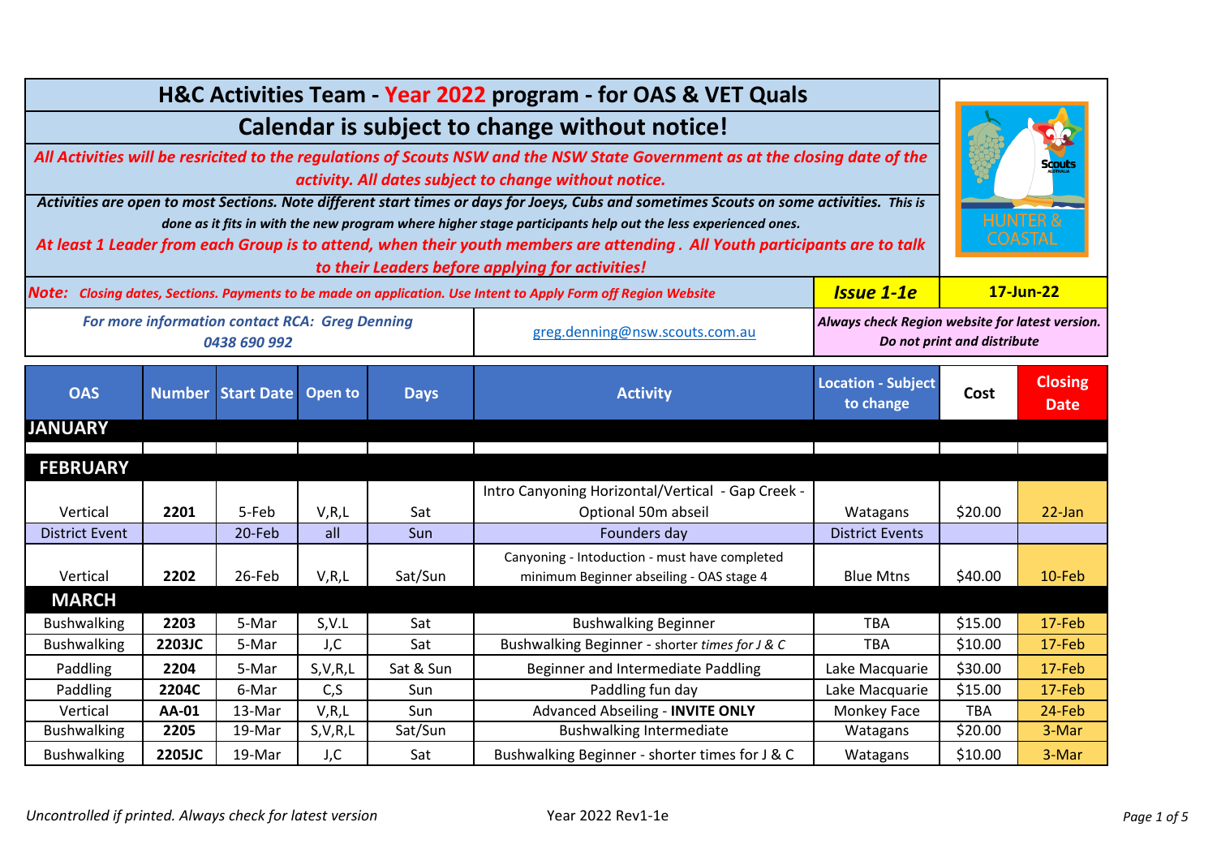# H&C Activities Team - Year 2022 program - for OAS & VET Quals

## Calendar is subject to change without notice!

***All Activities will be resricited to the regulations of Scouts NSW and the NSW State Government as at the closing date of the activity. All dates subject to change without notice.***

***Activities are open to most Sections. Note different start times or days for Joeys, Cubs and sometimes Scouts on some activities. This is done as it fits in with the new program where higher stage participants help out the less experienced ones.***

***At least 1 Leader from each Group is to attend, when their youth members are attending. All Youth participants are to talk to their Leaders before applying for activities!***

***Note:** Closing dates, Sections. Payments to be made on application. Use Intent to Apply Form off Region Website*

***Issue 1-1e*** | **17-Jun-22**

*For more information contact RCA: Greg Denning 0438 690 992*

greg.denning@nsw.scouts.com.au

*Always check Region website for latest version. Do not print and distribute*

| OAS | Number | Start Date | Open to | Days | Activity | Location - Subject to change | Cost | Closing Date |
|---|---|---|---|---|---|---|---|---|
| **JANUARY** | | | | | | | | |
| | | | | | | | | |
| **FEBRUARY** | | | | | | | | |
| Vertical | **2201** | 5-Feb | V,R,L | Sat | Intro Canyoning Horizontal/Vertical - Gap Creek - Optional 50m abseil | Watagans | $20.00 | 22-Jan |
| District Event | | 20-Feb | all | Sun | Founders day | District Events | | |
| Vertical | **2202** | 26-Feb | V,R,L | Sat/Sun | Canyoning - Intoduction - must have completed minimum Beginner abseiling - OAS stage 4 | Blue Mtns | $40.00 | 10-Feb |
| **MARCH** | | | | | | | | |
| Bushwalking | **2203** | 5-Mar | S,V.L | Sat | Bushwalking Beginner | TBA | $15.00 | 17-Feb |
| Bushwalking | **2203JC** | 5-Mar | J,C | Sat | Bushwalking Beginner - shorter *times for J & C* | TBA | $10.00 | 17-Feb |
| Paddling | **2204** | 5-Mar | S,V,R,L | Sat & Sun | Beginner and Intermediate Paddling | Lake Macquarie | $30.00 | 17-Feb |
| Paddling | **2204C** | 6-Mar | C,S | Sun | Paddling fun day | Lake Macquarie | $15.00 | 17-Feb |
| Vertical | **AA-01** | 13-Mar | V,R,L | Sun | Advanced Abseiling - **INVITE ONLY** | Monkey Face | TBA | 24-Feb |
| Bushwalking | **2205** | 19-Mar | S,V,R,L | Sat/Sun | Bushwalking Intermediate | Watagans | $20.00 | 3-Mar |
| Bushwalking | **2205JC** | 19-Mar | J,C | Sat | Bushwalking Beginner - shorter times for J & C | Watagans | $10.00 | 3-Mar |

*Uncontrolled if printed. Always check for latest version*

Year 2022 Rev1-1e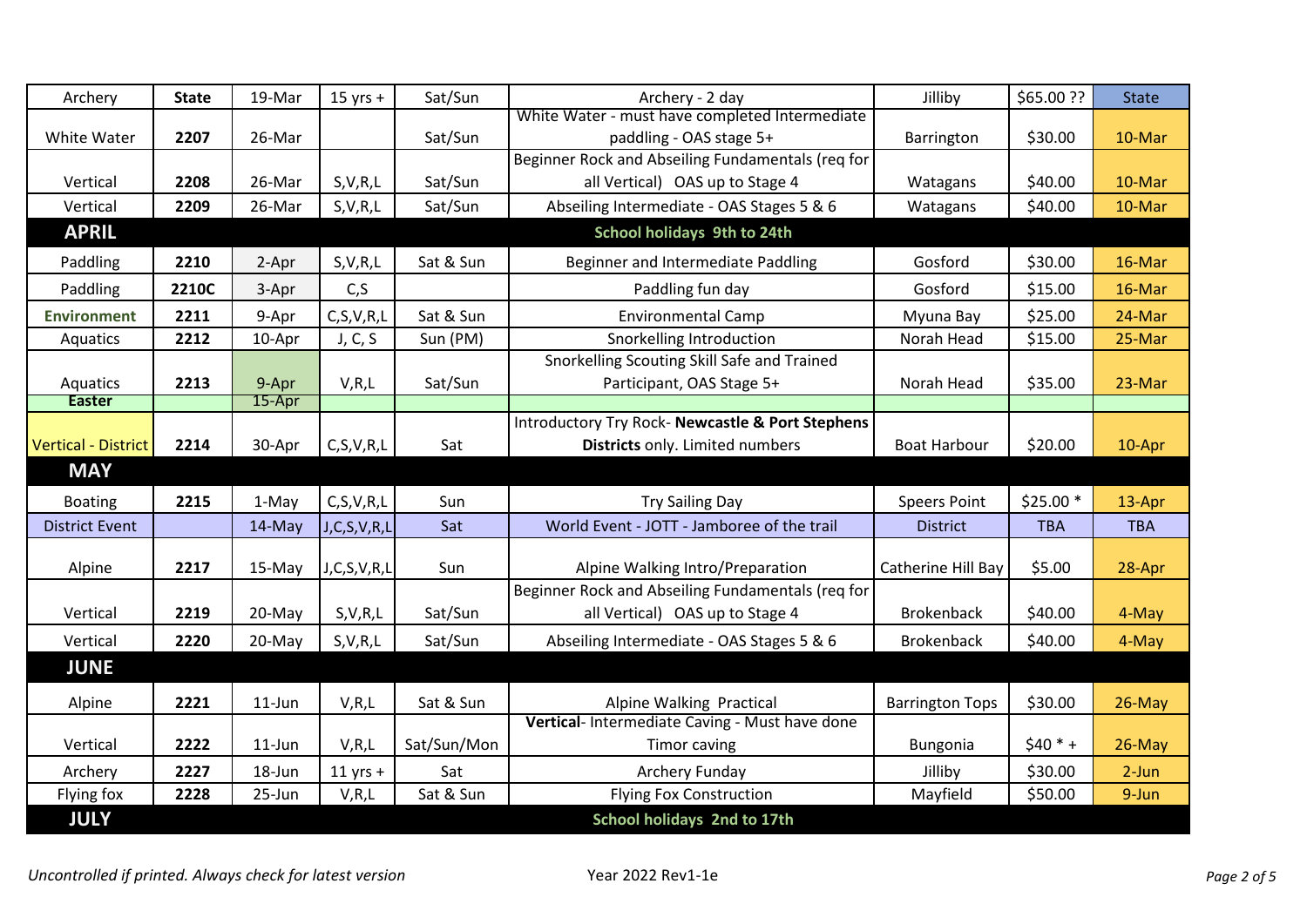| Archery | **State** | 19-Mar | 15 yrs + | Sat/Sun | Archery - 2 day | Jilliby | $65.00 ?? | State |
|---|---|---|---|---|---|---|---|---|
| White Water | **2207** | 26-Mar | | Sat/Sun | White Water - must have completed Intermediate paddling - OAS stage 5+ | Barrington | $30.00 | 10-Mar |
| Vertical | **2208** | 26-Mar | S,V,R,L | Sat/Sun | Beginner Rock and Abseiling Fundamentals (req for all Vertical) OAS up to Stage 4 | Watagans | $40.00 | 10-Mar |
| Vertical | **2209** | 26-Mar | S,V,R,L | Sat/Sun | Abseiling Intermediate - OAS Stages 5 & 6 | Watagans | $40.00 | 10-Mar |
| **APRIL** | | | | | **School holidays 9th to 24th** | | | |
| Paddling | **2210** | 2-Apr | S,V,R,L | Sat & Sun | Beginner and Intermediate Paddling | Gosford | $30.00 | 16-Mar |
| Paddling | **2210C** | 3-Apr | C,S | | Paddling fun day | Gosford | $15.00 | 16-Mar |
| **Environment** | **2211** | 9-Apr | C,S,V,R,L | Sat & Sun | Environmental Camp | Myuna Bay | $25.00 | 24-Mar |
| Aquatics | **2212** | 10-Apr | J, C, S | Sun (PM) | Snorkelling Introduction | Norah Head | $15.00 | 25-Mar |
| Aquatics | **2213** | 9-Apr | V,R,L | Sat/Sun | Snorkelling Scouting Skill Safe and Trained Participant, OAS Stage 5+ | Norah Head | $35.00 | 23-Mar |
| **Easter** | | 15-Apr | | | | | | |
| Vertical - District | **2214** | 30-Apr | C,S,V,R,L | Sat | Introductory Try Rock- **Newcastle & Port Stephens Districts** only. Limited numbers | Boat Harbour | $20.00 | 10-Apr |
| **MAY** | | | | | | | | |
| Boating | **2215** | 1-May | C,S,V,R,L | Sun | Try Sailing Day | Speers Point | $25.00 * | 13-Apr |
| District Event | | 14-May | J,C,S,V,R,L | Sat | World Event - JOTT - Jamboree of the trail | District | TBA | TBA |
| Alpine | **2217** | 15-May | J,C,S,V,R,L | Sun | Alpine Walking Intro/Preparation | Catherine Hill Bay | $5.00 | 28-Apr |
| Vertical | **2219** | 20-May | S,V,R,L | Sat/Sun | Beginner Rock and Abseiling Fundamentals (req for all Vertical) OAS up to Stage 4 | Brokenback | $40.00 | 4-May |
| Vertical | **2220** | 20-May | S,V,R,L | Sat/Sun | Abseiling Intermediate - OAS Stages 5 & 6 | Brokenback | $40.00 | 4-May |
| **JUNE** | | | | | | | | |
| Alpine | **2221** | 11-Jun | V,R,L | Sat & Sun | Alpine Walking Practical | Barrington Tops | $30.00 | 26-May |
| Vertical | **2222** | 11-Jun | V,R,L | Sat/Sun/Mon | **Vertical**- Intermediate Caving - Must have done Timor caving | Bungonia | $40 * + | 26-May |
| Archery | **2227** | 18-Jun | 11 yrs + | Sat | Archery Funday | Jilliby | $30.00 | 2-Jun |
| Flying fox | **2228** | 25-Jun | V,R,L | Sat & Sun | Flying Fox Construction | Mayfield | $50.00 | 9-Jun |
| **JULY** | | | | | **School holidays 2nd to 17th** | | | |

*Uncontrolled if printed. Always check for latest version*

Year 2022 Rev1-1e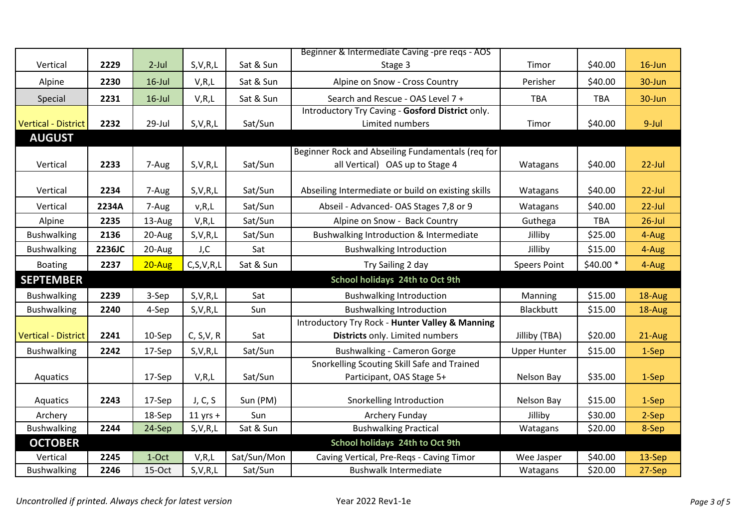| | | | | | | | | |
|---|---|---|---|---|---|---|---|---|
| Vertical | **2229** | 2-Jul | S,V,R,L | Sat & Sun | Beginner & Intermediate Caving -pre reqs - AOS Stage 3 | Timor | $40.00 | 16-Jun |
| Alpine | **2230** | 16-Jul | V,R,L | Sat & Sun | Alpine on Snow - Cross Country | Perisher | $40.00 | 30-Jun |
| Special | **2231** | 16-Jul | V,R,L | Sat & Sun | Search and Rescue - OAS Level 7 + | TBA | TBA | 30-Jun |
| Vertical - District | **2232** | 29-Jul | S,V,R,L | Sat/Sun | Introductory Try Caving - **Gosford District** only. Limited numbers | Timor | $40.00 | 9-Jul |
| **AUGUST** | | | | | | | | |
| Vertical | **2233** | 7-Aug | S,V,R,L | Sat/Sun | Beginner Rock and Abseiling Fundamentals (req for all Vertical) OAS up to Stage 4 | Watagans | $40.00 | 22-Jul |
| Vertical | **2234** | 7-Aug | S,V,R,L | Sat/Sun | Abseiling Intermediate or build on existing skills | Watagans | $40.00 | 22-Jul |
| Vertical | **2234A** | 7-Aug | v,R,L | Sat/Sun | Abseil - Advanced- OAS Stages 7,8 or 9 | Watagans | $40.00 | 22-Jul |
| Alpine | **2235** | 13-Aug | V,R,L | Sat/Sun | Alpine on Snow - Back Country | Guthega | TBA | 26-Jul |
| Bushwalking | **2136** | 20-Aug | S,V,R,L | Sat/Sun | Bushwalking Introduction & Intermediate | Jilliby | $25.00 | 4-Aug |
| Bushwalking | **2236JC** | 20-Aug | J,C | Sat | Bushwalking Introduction | Jilliby | $15.00 | 4-Aug |
| Boating | **2237** | 20-Aug | C,S,V,R,L | Sat & Sun | Try Sailing 2 day | Speers Point | $40.00 * | 4-Aug |
| **SEPTEMBER** | | | | | **School holidays 24th to Oct 9th** | | | |
| Bushwalking | **2239** | 3-Sep | S,V,R,L | Sat | Bushwalking Introduction | Manning | $15.00 | 18-Aug |
| Bushwalking | **2240** | 4-Sep | S,V,R,L | Sun | Bushwalking Introduction | Blackbutt | $15.00 | 18-Aug |
| Vertical - District | **2241** | 10-Sep | C, S,V, R | Sat | Introductory Try Rock - **Hunter Valley & Manning Districts** only. Limited numbers | Jilliby (TBA) | $20.00 | 21-Aug |
| Bushwalking | **2242** | 17-Sep | S,V,R,L | Sat/Sun | Bushwalking - Cameron Gorge | Upper Hunter | $15.00 | 1-Sep |
| Aquatics | | 17-Sep | V,R,L | Sat/Sun | Snorkelling Scouting Skill Safe and Trained Participant, OAS Stage 5+ | Nelson Bay | $35.00 | 1-Sep |
| Aquatics | **2243** | 17-Sep | J, C, S | Sun (PM) | Snorkelling Introduction | Nelson Bay | $15.00 | 1-Sep |
| Archery | | 18-Sep | 11 yrs + | Sun | Archery Funday | Jilliby | $30.00 | 2-Sep |
| Bushwalking | **2244** | 24-Sep | S,V,R,L | Sat & Sun | Bushwalking Practical | Watagans | $20.00 | 8-Sep |
| **OCTOBER** | | | | | **School holidays 24th to Oct 9th** | | | |
| Vertical | **2245** | 1-Oct | V,R,L | Sat/Sun/Mon | Caving Vertical, Pre-Reqs - Caving Timor | Wee Jasper | $40.00 | 13-Sep |
| Bushwalking | **2246** | 15-Oct | S,V,R,L | Sat/Sun | Bushwalk Intermediate | Watagans | $20.00 | 27-Sep |

*Uncontrolled if printed. Always check for latest version*

Year 2022 Rev1-1e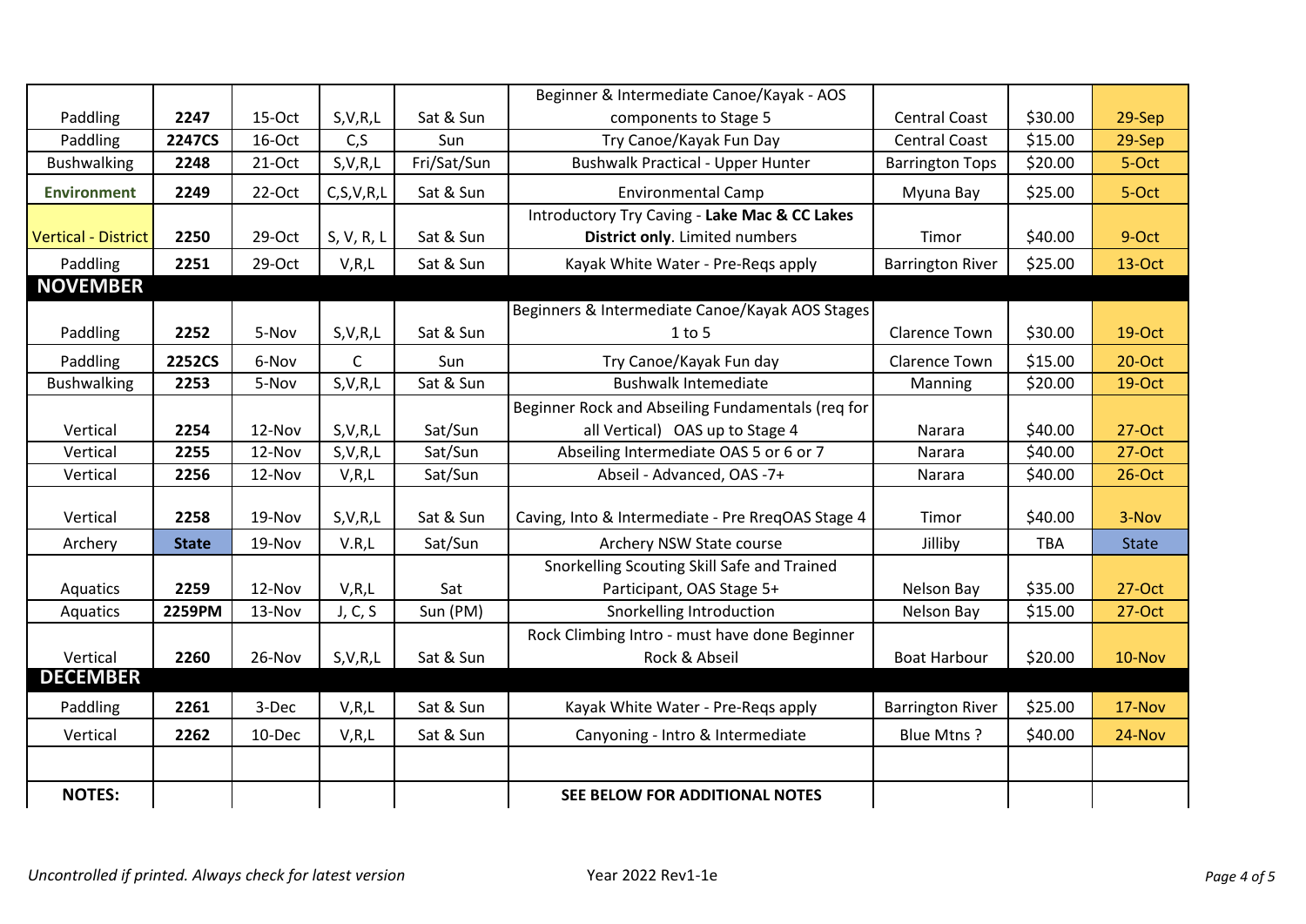| | | | | | | | | |
|---|---|---|---|---|---|---|---|---|
| Paddling | **2247** | 15-Oct | S,V,R,L | Sat & Sun | Beginner & Intermediate Canoe/Kayak - AOS components to Stage 5 | Central Coast | $30.00 | 29-Sep |
| Paddling | **2247CS** | 16-Oct | C,S | Sun | Try Canoe/Kayak Fun Day | Central Coast | $15.00 | 29-Sep |
| Bushwalking | **2248** | 21-Oct | S,V,R,L | Fri/Sat/Sun | Bushwalk Practical - Upper Hunter | Barrington Tops | $20.00 | 5-Oct |
| **Environment** | **2249** | 22-Oct | C,S,V,R,L | Sat & Sun | Environmental Camp | Myuna Bay | $25.00 | 5-Oct |
| Vertical - District | **2250** | 29-Oct | S, V, R, L | Sat & Sun | Introductory Try Caving - **Lake Mac & CC Lakes District only**. Limited numbers | Timor | $40.00 | 9-Oct |
| Paddling | **2251** | 29-Oct | V,R,L | Sat & Sun | Kayak White Water - Pre-Reqs apply | Barrington River | $25.00 | 13-Oct |
| **NOVEMBER** | | | | | | | | |
| Paddling | **2252** | 5-Nov | S,V,R,L | Sat & Sun | Beginners & Intermediate Canoe/Kayak AOS Stages 1 to 5 | Clarence Town | $30.00 | 19-Oct |
| Paddling | **2252CS** | 6-Nov | C | Sun | Try Canoe/Kayak Fun day | Clarence Town | $15.00 | 20-Oct |
| Bushwalking | **2253** | 5-Nov | S,V,R,L | Sat & Sun | Bushwalk Intemediate | Manning | $20.00 | 19-Oct |
| Vertical | **2254** | 12-Nov | S,V,R,L | Sat/Sun | Beginner Rock and Abseiling Fundamentals (req for all Vertical) OAS up to Stage 4 | Narara | $40.00 | 27-Oct |
| Vertical | **2255** | 12-Nov | S,V,R,L | Sat/Sun | Abseiling Intermediate OAS 5 or 6 or 7 | Narara | $40.00 | 27-Oct |
| Vertical | **2256** | 12-Nov | V,R,L | Sat/Sun | Abseil - Advanced, OAS -7+ | Narara | $40.00 | 26-Oct |
| Vertical | **2258** | 19-Nov | S,V,R,L | Sat & Sun | Caving, Into & Intermediate - Pre RreqOAS Stage 4 | Timor | $40.00 | 3-Nov |
| Archery | **State** | 19-Nov | V.R,L | Sat/Sun | Archery NSW State course | Jilliby | TBA | State |
| Aquatics | **2259** | 12-Nov | V,R,L | Sat | Snorkelling Scouting Skill Safe and Trained Participant, OAS Stage 5+ | Nelson Bay | $35.00 | 27-Oct |
| Aquatics | **2259PM** | 13-Nov | J, C, S | Sun (PM) | Snorkelling Introduction | Nelson Bay | $15.00 | 27-Oct |
| Vertical | **2260** | 26-Nov | S,V,R,L | Sat & Sun | Rock Climbing Intro - must have done Beginner Rock & Abseil | Boat Harbour | $20.00 | 10-Nov |
| **DECEMBER** | | | | | | | | |
| Paddling | **2261** | 3-Dec | V,R,L | Sat & Sun | Kayak White Water - Pre-Reqs apply | Barrington River | $25.00 | 17-Nov |
| Vertical | **2262** | 10-Dec | V,R,L | Sat & Sun | Canyoning - Intro & Intermediate | Blue Mtns ? | $40.00 | 24-Nov |
| | | | | | | | | |
| **NOTES:** | | | | | **SEE BELOW FOR ADDITIONAL NOTES** | | | |

*Uncontrolled if printed. Always check for latest version*

Year 2022 Rev1-1e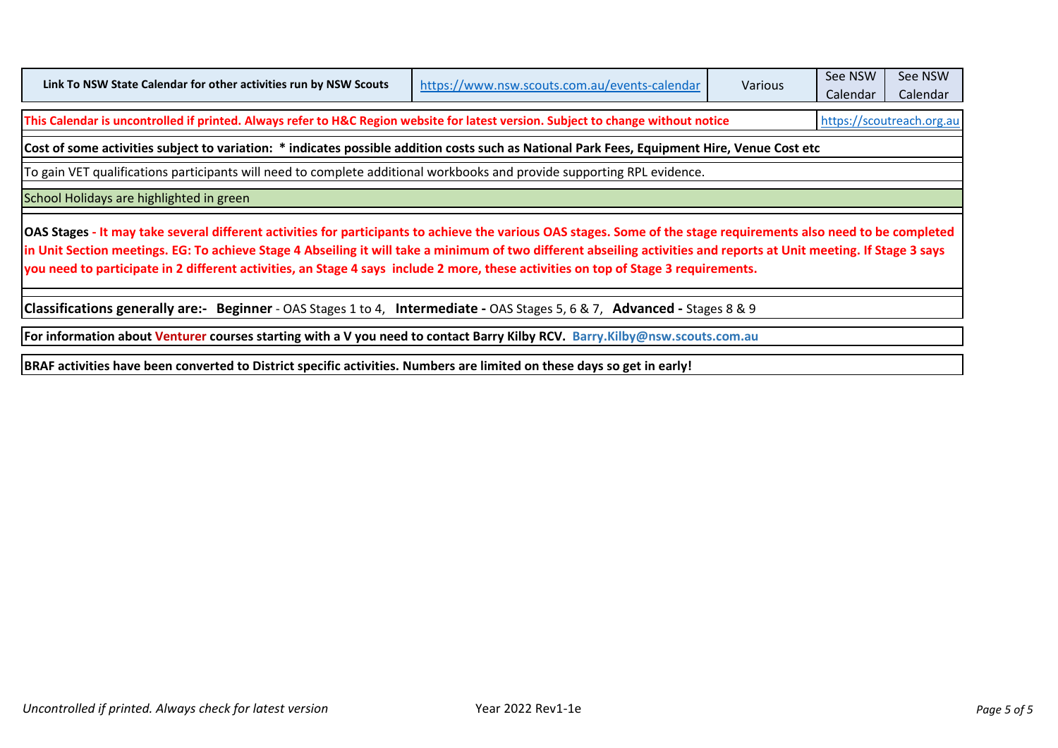| | | | | |
|---|---|---|---|---|
| **Link To NSW State Calendar for other activities run by NSW Scouts** | https://www.nsw.scouts.com.au/events-calendar | Various | See NSW Calendar | See NSW Calendar |

**This Calendar is uncontrolled if printed. Always refer to H&C Region website for latest version. Subject to change without notice** https://scoutreach.org.au

**Cost of some activities subject to variation: * indicates possible addition costs such as National Park Fees, Equipment Hire, Venue Cost etc**

To gain VET qualifications participants will need to complete additional workbooks and provide supporting RPL evidence.

School Holidays are highlighted in green

**OAS Stages - It may take several different activities for participants to achieve the various OAS stages. Some of the stage requirements also need to be completed in Unit Section meetings. EG: To achieve Stage 4 Abseiling it will take a minimum of two different abseiling activities and reports at Unit meeting. If Stage 3 says you need to participate in 2 different activities, an Stage 4 says include 2 more, these activities on top of Stage 3 requirements.**

**Classifications generally are:- Beginner** - OAS Stages 1 to 4, **Intermediate -** OAS Stages 5, 6 & 7, **Advanced -** Stages 8 & 9

**For information about Venturer courses starting with a V you need to contact Barry Kilby RCV. Barry.Kilby@nsw.scouts.com.au**

**BRAF activities have been converted to District specific activities. Numbers are limited on these days so get in early!**

*Uncontrolled if printed. Always check for latest version*

Year 2022 Rev1-1e